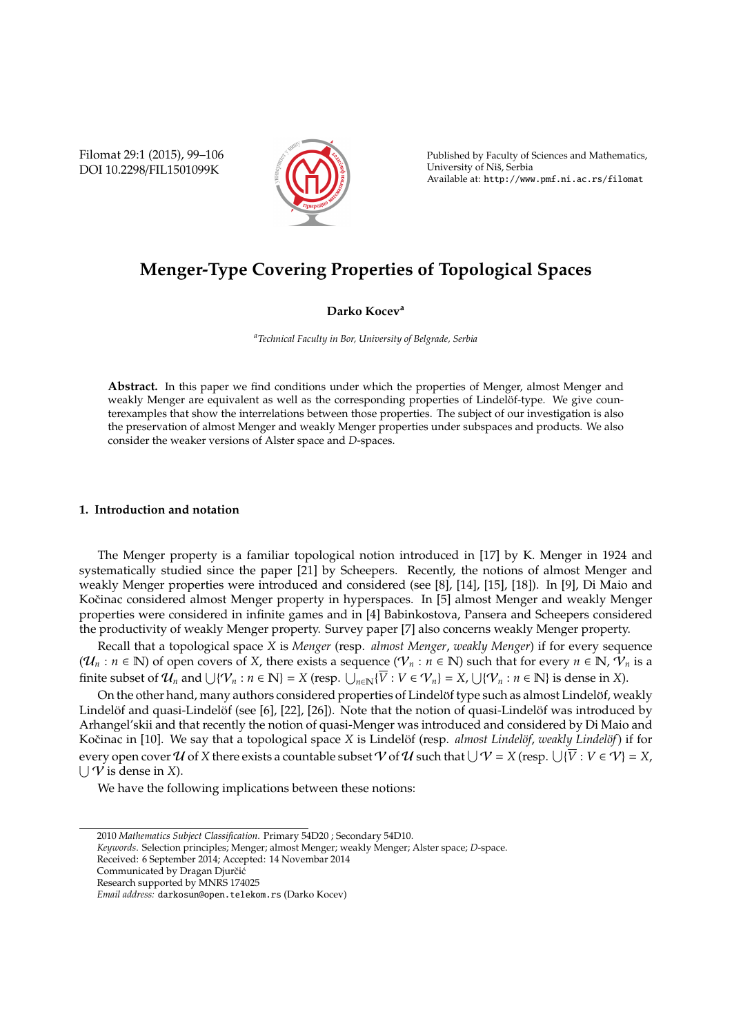# Menger-Type Covering Properties of Topological Spaces

**Darko Kocev**[a]

[a] *Technical Faculty in Bor, University of Belgrade, Serbia*

**Abstract.** In this paper we find conditions under which the properties of Menger, almost Menger and weakly Menger are equivalent as well as the corresponding properties of Lindelöf-type. We give counterexamples that show the interrelations between those properties. The subject of our investigation is also the preservation of almost Menger and weakly Menger properties under subspaces and products. We also consider the weaker versions of Alster space and $D$-spaces.

## 1. Introduction and notation

The Menger property is a familiar topological notion introduced in [17] by K. Menger in 1924 and systematically studied since the paper [21] by Scheepers. Recently, the notions of almost Menger and weakly Menger properties were introduced and considered (see [8], [14], [15], [18]). In [9], Di Maio and Kočinac considered almost Menger property in hyperspaces. In [5] almost Menger and weakly Menger properties were considered in infinite games and in [4] Babinkostova, Pansera and Scheepers considered the productivity of weakly Menger property. Survey paper [7] also concerns weakly Menger property.

Recall that a topological space $X$ is *Menger* (resp. *almost Menger*, *weakly Menger*) if for every sequence $(\mathcal{U}_n : n \in \mathbb{N})$ of open covers of $X$, there exists a sequence $(\mathcal{V}_n : n \in \mathbb{N})$ such that for every $n \in \mathbb{N}$, $\mathcal{V}_n$ is a finite subset of $\mathcal{U}_n$ and $\bigcup\{\mathcal{V}_n : n \in \mathbb{N}\} = X$ (resp. $\bigcup_{n\in\mathbb{N}}\{\overline{V} : V \in \mathcal{V}_n\} = X$, $\bigcup\{\mathcal{V}_n : n \in \mathbb{N}\}$ is dense in $X$).

On the other hand, many authors considered properties of Lindelöf type such as almost Lindelöf, weakly Lindelöf and quasi-Lindelöf (see [6], [22], [26]). Note that the notion of quasi-Lindelöf was introduced by Arhangel'skii and that recently the notion of quasi-Menger was introduced and considered by Di Maio and Kočinac in [10]. We say that a topological space $X$ is Lindelöf (resp. *almost Lindelöf*, *weakly Lindelöf*) if for every open cover $\mathcal{U}$ of $X$ there exists a countable subset $\mathcal{V}$ of $\mathcal{U}$ such that $\bigcup \mathcal{V} = X$ (resp. $\bigcup\{\overline{V} : V \in \mathcal{V}\} = X$, $\bigcup \mathcal{V}$ is dense in $X$).

We have the following implications between these notions:

---

2010 *Mathematics Subject Classification*. Primary 54D20 ; Secondary 54D10.

*Keywords*. Selection principles; Menger; almost Menger; weakly Menger; Alster space; $D$-space.

Received: 6 September 2014; Accepted: 14 Novembar 2014

Communicated by Dragan Djurčić

Research supported by MNRS 174025

*Email address:* darkosun@open.telekom.rs (Darko Kocev)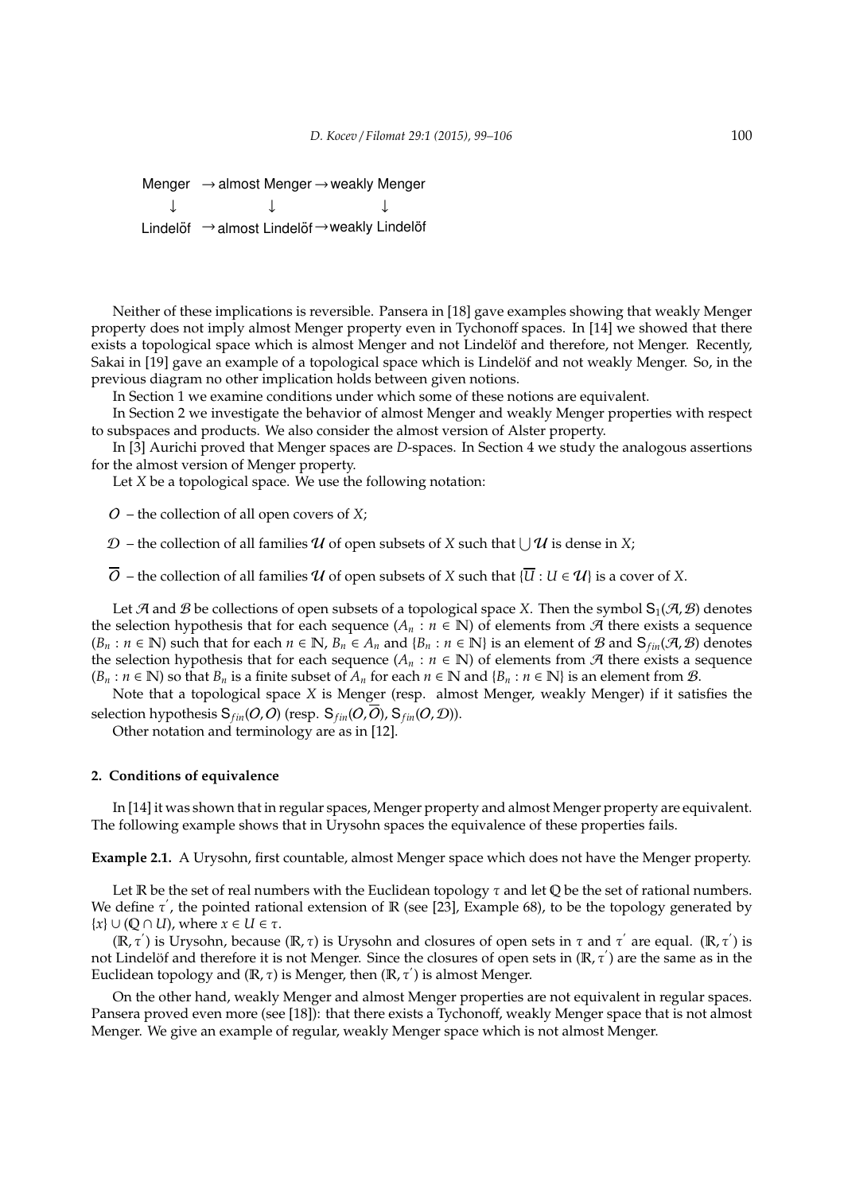Menger $\rightarrow$ almost Menger $\rightarrow$ weakly Menger
$\downarrow$ $\quad\quad\quad\quad$ $\downarrow$ $\quad\quad\quad\quad$ $\downarrow$
Lindelöf $\rightarrow$ almost Lindelöf $\rightarrow$ weakly Lindelöf

Neither of these implications is reversible. Pansera in [18] gave examples showing that weakly Menger property does not imply almost Menger property even in Tychonoff spaces. In [14] we showed that there exists a topological space which is almost Menger and not Lindelöf and therefore, not Menger. Recently, Sakai in [19] gave an example of a topological space which is Lindelöf and not weakly Menger. So, in the previous diagram no other implication holds between given notions.

In Section 1 we examine conditions under which some of these notions are equivalent.

In Section 2 we investigate the behavior of almost Menger and weakly Menger properties with respect to subspaces and products. We also consider the almost version of Alster property.

In [3] Aurichi proved that Menger spaces are $D$-spaces. In Section 4 we study the analogous assertions for the almost version of Menger property.

Let $X$ be a topological space. We use the following notation:

- $\mathcal{O}$ – the collection of all open covers of $X$;
- $\mathcal{D}$ – the collection of all families $\mathcal{U}$ of open subsets of $X$ such that $\bigcup \mathcal{U}$ is dense in $X$;
- $\overline{\mathcal{O}}$ – the collection of all families $\mathcal{U}$ of open subsets of $X$ such that $\{\overline{U} : U \in \mathcal{U}\}$ is a cover of $X$.

Let $\mathcal{A}$ and $\mathcal{B}$ be collections of open subsets of a topological space $X$. Then the symbol $\mathsf{S}_1(\mathcal{A}, \mathcal{B})$ denotes the selection hypothesis that for each sequence $(A_n : n \in \mathbb{N})$ of elements from $\mathcal{A}$ there exists a sequence $(B_n : n \in \mathbb{N})$ such that for each $n \in \mathbb{N}$, $B_n \in A_n$ and $\{B_n : n \in \mathbb{N}\}$ is an element of $\mathcal{B}$ and $\mathsf{S}_{fin}(\mathcal{A}, \mathcal{B})$ denotes the selection hypothesis that for each sequence $(A_n : n \in \mathbb{N})$ of elements from $\mathcal{A}$ there exists a sequence $(B_n : n \in \mathbb{N})$ so that $B_n$ is a finite subset of $A_n$ for each $n \in \mathbb{N}$ and $\{B_n : n \in \mathbb{N}\}$ is an element from $\mathcal{B}$.

Note that a topological space $X$ is Menger (resp. almost Menger, weakly Menger) if it satisfies the selection hypothesis $\mathsf{S}_{fin}(\mathcal{O}, \mathcal{O})$ (resp. $\mathsf{S}_{fin}(\mathcal{O}, \overline{\mathcal{O}})$, $\mathsf{S}_{fin}(\mathcal{O}, \mathcal{D})$).

Other notation and terminology are as in [12].

## 2. Conditions of equivalence

In [14] it was shown that in regular spaces, Menger property and almost Menger property are equivalent. The following example shows that in Urysohn spaces the equivalence of these properties fails.

**Example 2.1.** A Urysohn, first countable, almost Menger space which does not have the Menger property.

Let $\mathbb{R}$ be the set of real numbers with the Euclidean topology $\tau$ and let $\mathbb{Q}$ be the set of rational numbers. We define $\tau'$, the pointed rational extension of $\mathbb{R}$ (see [23], Example 68), to be the topology generated by $\{x\} \cup (\mathbb{Q} \cap U)$, where $x \in U \in \tau$.

$(\mathbb{R}, \tau')$ is Urysohn, because $(\mathbb{R}, \tau)$ is Urysohn and closures of open sets in $\tau$ and $\tau'$ are equal. $(\mathbb{R}, \tau')$ is not Lindelöf and therefore it is not Menger. Since the closures of open sets in $(\mathbb{R}, \tau')$ are the same as in the Euclidean topology and $(\mathbb{R}, \tau)$ is Menger, then $(\mathbb{R}, \tau')$ is almost Menger.

On the other hand, weakly Menger and almost Menger properties are not equivalent in regular spaces. Pansera proved even more (see [18]): that there exists a Tychonoff, weakly Menger space that is not almost Menger. We give an example of regular, weakly Menger space which is not almost Menger.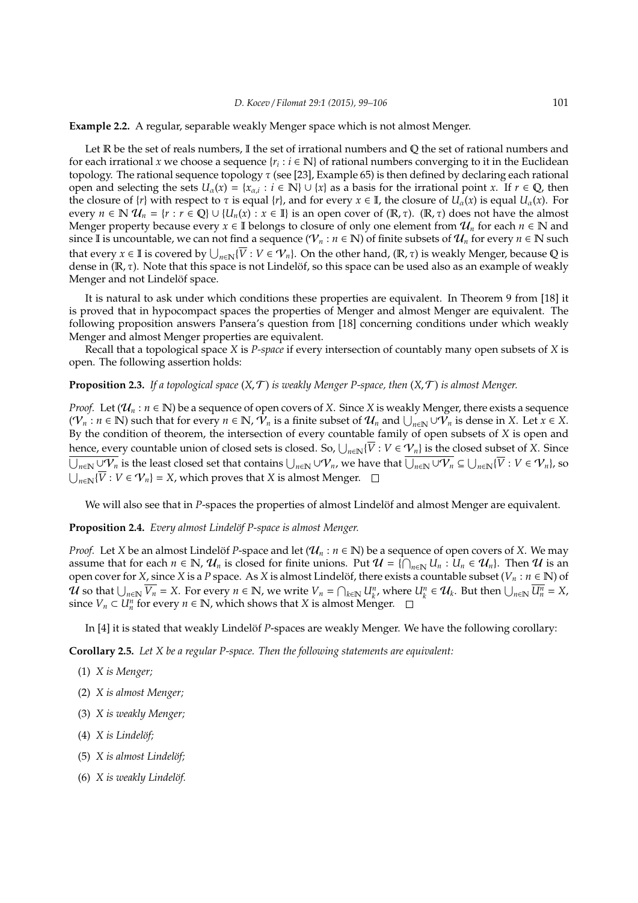**Example 2.2.** A regular, separable weakly Menger space which is not almost Menger.

Let $\mathbb{R}$ be the set of reals numbers, $\mathbb{I}$ the set of irrational numbers and $\mathbb{Q}$ the set of rational numbers and for each irrational $x$ we choose a sequence $\{r_i : i \in \mathbb{N}\}$ of rational numbers converging to it in the Euclidean topology. The rational sequence topology $\tau$ (see [23], Example 65) is then defined by declaring each rational open and selecting the sets $U_\alpha(x) = \{x_{\alpha,i} : i \in \mathbb{N}\} \cup \{x\}$ as a basis for the irrational point $x$. If $r \in \mathbb{Q}$, then the closure of $\{r\}$ with respect to $\tau$ is equal $\{r\}$, and for every $x \in \mathbb{I}$, the closure of $U_\alpha(x)$ is equal $U_\alpha(x)$. For every $n \in \mathbb{N}$ $\mathcal{U}_n = \{r : r \in \mathbb{Q}\} \cup \{U_n(x) : x \in \mathbb{I}\}$ is an open cover of $(\mathbb{R}, \tau)$. $(\mathbb{R}, \tau)$ does not have the almost Menger property because every $x \in \mathbb{I}$ belongs to closure of only one element from $\mathcal{U}_n$ for each $n \in \mathbb{N}$ and since $\mathbb{I}$ is uncountable, we can not find a sequence $(\mathcal{V}_n : n \in \mathbb{N})$ of finite subsets of $\mathcal{U}_n$ for every $n \in \mathbb{N}$ such that every $x \in \mathbb{I}$ is covered by $\bigcup_{n\in\mathbb{N}}\{\overline{V} : V \in \mathcal{V}_n\}$. On the other hand, $(\mathbb{R}, \tau)$ is weakly Menger, because $\mathbb{Q}$ is dense in $(\mathbb{R}, \tau)$. Note that this space is not Lindelöf, so this space can be used also as an example of weakly Menger and not Lindelöf space.

It is natural to ask under which conditions these properties are equivalent. In Theorem 9 from [18] it is proved that in hypocompact spaces the properties of Menger and almost Menger are equivalent. The following proposition answers Pansera's question from [18] concerning conditions under which weakly Menger and almost Menger properties are equivalent.

Recall that a topological space $X$ is *P-space* if every intersection of countably many open subsets of $X$ is open. The following assertion holds:

**Proposition 2.3.** *If a topological space $(X, \mathcal{T})$ is weakly Menger P-space, then $(X, \mathcal{T})$ is almost Menger.*

*Proof.* Let $(\mathcal{U}_n : n \in \mathbb{N})$ be a sequence of open covers of $X$. Since $X$ is weakly Menger, there exists a sequence $(\mathcal{V}_n : n \in \mathbb{N})$ such that for every $n \in \mathbb{N}$, $\mathcal{V}_n$ is a finite subset of $\mathcal{U}_n$ and $\bigcup_{n\in\mathbb{N}} \cup\mathcal{V}_n$ is dense in $X$. Let $x \in X$. By the condition of theorem, the intersection of every countable family of open subsets of $X$ is open and hence, every countable union of closed sets is closed. So, $\bigcup_{n\in\mathbb{N}}\{\overline{V} : V \in \mathcal{V}_n\}$ is the closed subset of $X$. Since $\overline{\bigcup_{n\in\mathbb{N}} \cup\mathcal{V}_n}$ is the least closed set that contains $\bigcup_{n\in\mathbb{N}} \cup\mathcal{V}_n$, we have that $\overline{\bigcup_{n\in\mathbb{N}} \cup\mathcal{V}_n} \subseteq \bigcup_{n\in\mathbb{N}}\{\overline{V} : V \in \mathcal{V}_n\}$, so $\bigcup_{n\in\mathbb{N}}\{\overline{V} : V \in \mathcal{V}_n\} = X$, which proves that $X$ is almost Menger. $\square$

We will also see that in $P$-spaces the properties of almost Lindelöf and almost Menger are equivalent.

**Proposition 2.4.** *Every almost Lindelöf P-space is almost Menger.*

*Proof.* Let $X$ be an almost Lindelöf $P$-space and let $(\mathcal{U}_n : n \in \mathbb{N})$ be a sequence of open covers of $X$. We may assume that for each $n \in \mathbb{N}$, $\mathcal{U}_n$ is closed for finite unions. Put $\mathcal{U} = \{\bigcap_{n\in\mathbb{N}} U_n : U_n \in \mathcal{U}_n\}$. Then $\mathcal{U}$ is an open cover for $X$, since $X$ is a $P$ space. As $X$ is almost Lindelöf, there exists a countable subset $(V_n : n \in \mathbb{N})$ of $\mathcal{U}$ so that $\bigcup_{n\in\mathbb{N}} \overline{V_n} = X$. For every $n \in \mathbb{N}$, we write $V_n = \bigcap_{k\in\mathbb{N}} U_k^n$, where $U_k^n \in \mathcal{U}_k$. But then $\bigcup_{n\in\mathbb{N}} \overline{U_n^n} = X$, since $V_n \subset U_n^n$ for every $n \in \mathbb{N}$, which shows that $X$ is almost Menger. $\square$

In [4] it is stated that weakly Lindelöf $P$-spaces are weakly Menger. We have the following corollary:

**Corollary 2.5.** *Let $X$ be a regular P-space. Then the following statements are equivalent:*

(1) *$X$ is Menger;*

(2) *$X$ is almost Menger;*

(3) *$X$ is weakly Menger;*

(4) *$X$ is Lindelöf;*

(5) *$X$ is almost Lindelöf;*

(6) *$X$ is weakly Lindelöf.*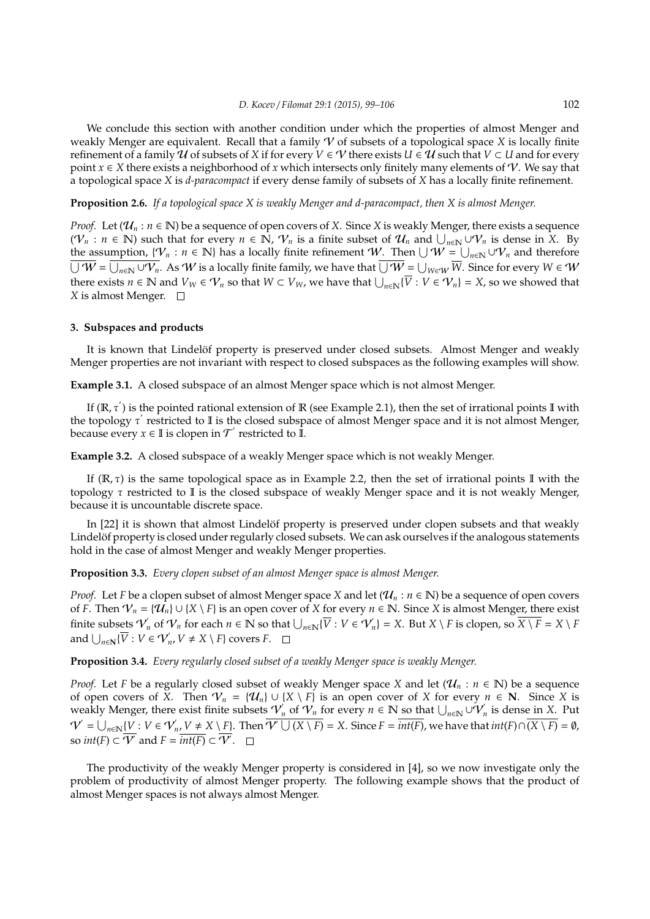We conclude this section with another condition under which the properties of almost Menger and weakly Menger are equivalent. Recall that a family $\mathcal{V}$ of subsets of a topological space $X$ is locally finite refinement of a family $\mathcal{U}$ of subsets of $X$ if for every $V \in \mathcal{V}$ there exists $U \in \mathcal{U}$ such that $V \subset U$ and for every point $x \in X$ there exists a neighborhood of $x$ which intersects only finitely many elements of $\mathcal{V}$. We say that a topological space $X$ is *d-paracompact* if every dense family of subsets of $X$ has a locally finite refinement.

**Proposition 2.6.** *If a topological space X is weakly Menger and d-paracompact, then X is almost Menger.*

*Proof.* Let $(\mathcal{U}_n : n \in \mathbb{N})$ be a sequence of open covers of $X$. Since $X$ is weakly Menger, there exists a sequence $(\mathcal{V}_n : n \in \mathbb{N})$ such that for every $n \in \mathbb{N}$, $\mathcal{V}_n$ is a finite subset of $\mathcal{U}_n$ and $\bigcup_{n\in\mathbb{N}} \cup\mathcal{V}_n$ is dense in $X$. By the assumption, $\{\mathcal{V}_n : n \in \mathbb{N}\}$ has a locally finite refinement $\mathcal{W}$. Then $\bigcup \mathcal{W} = \bigcup_{n\in\mathbb{N}} \cup\mathcal{V}_n$ and therefore $\overline{\bigcup \mathcal{W}} = \overline{\bigcup_{n\in\mathbb{N}} \cup\mathcal{V}_n}$. As $\mathcal{W}$ is a locally finite family, we have that $\overline{\bigcup \mathcal{W}} = \bigcup_{W\in\mathcal{W}} \overline{W}$. Since for every $W \in \mathcal{W}$ there exists $n \in \mathbb{N}$ and $V_W \in \mathcal{V}_n$ so that $W \subset V_W$, we have that $\bigcup_{n\in\mathbb{N}}\{\overline{V} : V \in \mathcal{V}_n\} = X$, so we showed that $X$ is almost Menger. □

## 3. Subspaces and products

It is known that Lindelöf property is preserved under closed subsets. Almost Menger and weakly Menger properties are not invariant with respect to closed subspaces as the following examples will show.

**Example 3.1.** A closed subspace of an almost Menger space which is not almost Menger.

If $(\mathbb{R}, \tau^{'})$ is the pointed rational extension of $\mathbb{R}$ (see Example 2.1), then the set of irrational points $\mathbb{I}$ with the topology $\tau^{'}$ restricted to $\mathbb{I}$ is the closed subspace of almost Menger space and it is not almost Menger, because every $x \in \mathbb{I}$ is clopen in $\mathcal{T}^{'}$ restricted to $\mathbb{I}$.

**Example 3.2.** A closed subspace of a weakly Menger space which is not weakly Menger.

If $(\mathbb{R}, \tau)$ is the same topological space as in Example 2.2, then the set of irrational points $\mathbb{I}$ with the topology $\tau$ restricted to $\mathbb{I}$ is the closed subspace of weakly Menger space and it is not weakly Menger, because it is uncountable discrete space.

In [22] it is shown that almost Lindelöf property is preserved under clopen subsets and that weakly Lindelöf property is closed under regularly closed subsets. We can ask ourselves if the analogous statements hold in the case of almost Menger and weakly Menger properties.

**Proposition 3.3.** *Every clopen subset of an almost Menger space is almost Menger.*

*Proof.* Let $F$ be a clopen subset of almost Menger space $X$ and let $(\mathcal{U}_n : n \in \mathbb{N})$ be a sequence of open covers of $F$. Then $\mathcal{V}_n = \{\mathcal{U}_n\} \cup \{X \setminus F\}$ is an open cover of $X$ for every $n \in \mathbb{N}$. Since $X$ is almost Menger, there exist finite subsets $\mathcal{V}_n^{'}$ of $\mathcal{V}_n$ for each $n \in \mathbb{N}$ so that $\bigcup_{n\in\mathbb{N}}\{\overline{V} : V \in \mathcal{V}_n^{'}\} = X$. But $X \setminus F$ is clopen, so $\overline{X \setminus F} = X \setminus F$ and $\bigcup_{n\in\mathbb{N}}\{\overline{V} : V \in \mathcal{V}_n^{'}, V \neq X \setminus F\}$ covers $F$. □

**Proposition 3.4.** *Every regularly closed subset of a weakly Menger space is weakly Menger.*

*Proof.* Let $F$ be a regularly closed subset of weakly Menger space $X$ and let $(\mathcal{U}_n : n \in \mathbb{N})$ be a sequence of open covers of $X$. Then $\mathcal{V}_n = \{\mathcal{U}_n\} \cup \{X \setminus F\}$ is an open cover of $X$ for every $n \in \mathbf{N}$. Since $X$ is weakly Menger, there exist finite subsets $\mathcal{V}_n^{'}$ of $\mathcal{V}_n$ for every $n \in \mathbb{N}$ so that $\bigcup_{n\in\mathbb{N}} \cup\mathcal{V}_n^{'}$ is dense in $X$. Put $\mathcal{V}^{'} = \bigcup_{n\in\mathbb{N}}\{V : V \in \mathcal{V}_n^{'}, V \neq X \setminus F\}$. Then $\overline{\mathcal{V}^{'} \bigcup (X \setminus F)} = X$. Since $F = \overline{int(F)}$, we have that $int(F) \cap \overline{(X \setminus F)} = \emptyset$, so $int(F) \subset \overline{\mathcal{V}^{'}}$ and $F = \overline{int(F)} \subset \overline{\mathcal{V}^{'}}$. □

The productivity of the weakly Menger property is considered in [4], so we now investigate only the problem of productivity of almost Menger property. The following example shows that the product of almost Menger spaces is not always almost Menger.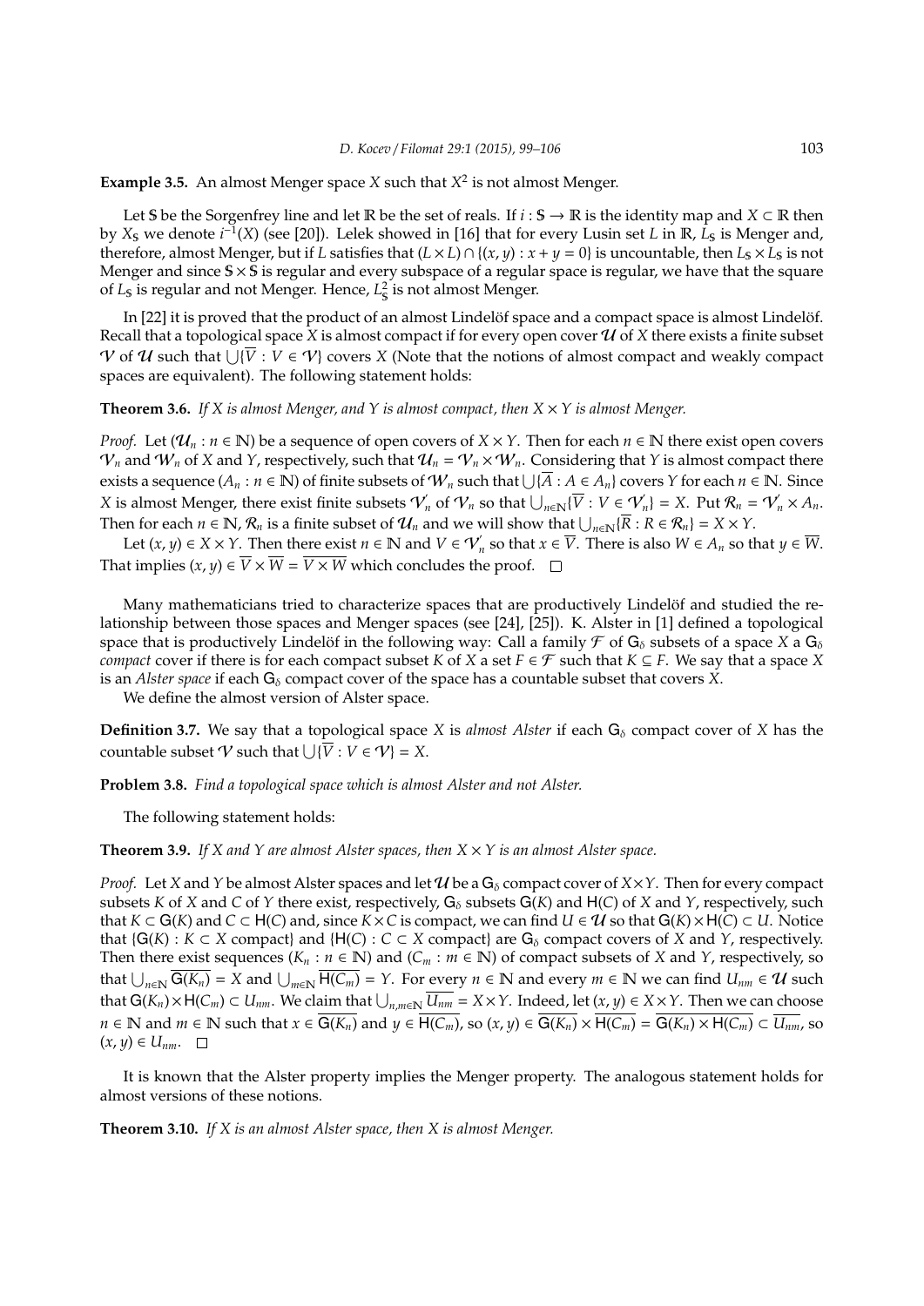**Example 3.5.** An almost Menger space $X$ such that $X^2$ is not almost Menger.

Let $\mathbb{S}$ be the Sorgenfrey line and let $\mathbb{R}$ be the set of reals. If $i : \mathbb{S} \to \mathbb{R}$ is the identity map and $X \subset \mathbb{R}$ then by $X_\mathbb{S}$ we denote $i^{-1}(X)$ (see [20]). Lelek showed in [16] that for every Lusin set $L$ in $\mathbb{R}$, $L_\mathbb{S}$ is Menger and, therefore, almost Menger, but if $L$ satisfies that $(L \times L) \cap \{(x, y) : x + y = 0\}$ is uncountable, then $L_\mathbb{S} \times L_\mathbb{S}$ is not Menger and since $\mathbb{S} \times \mathbb{S}$ is regular and every subspace of a regular space is regular, we have that the square of $L_\mathbb{S}$ is regular and not Menger. Hence, $L^2_\mathbb{S}$ is not almost Menger.

In [22] it is proved that the product of an almost Lindelöf space and a compact space is almost Lindelöf. Recall that a topological space $X$ is almost compact if for every open cover $\mathcal{U}$ of $X$ there exists a finite subset $\mathcal{V}$ of $\mathcal{U}$ such that $\bigcup\{\overline{V} : V \in \mathcal{V}\}$ covers $X$ (Note that the notions of almost compact and weakly compact spaces are equivalent). The following statement holds:

**Theorem 3.6.** *If $X$ is almost Menger, and $Y$ is almost compact, then $X \times Y$ is almost Menger.*

*Proof.* Let $(\mathcal{U}_n : n \in \mathbb{N})$ be a sequence of open covers of $X \times Y$. Then for each $n \in \mathbb{N}$ there exist open covers $\mathcal{V}_n$ and $\mathcal{W}_n$ of $X$ and $Y$, respectively, such that $\mathcal{U}_n = \mathcal{V}_n \times \mathcal{W}_n$. Considering that $Y$ is almost compact there exists a sequence $(A_n : n \in \mathbb{N})$ of finite subsets of $\mathcal{W}_n$ such that $\bigcup\{\overline{A} : A \in A_n\}$ covers $Y$ for each $n \in \mathbb{N}$. Since $X$ is almost Menger, there exist finite subsets $\mathcal{V}'_n$ of $\mathcal{V}_n$ so that $\bigcup_{n\in\mathbb{N}}\{\overline{V} : V \in \mathcal{V}'_n\} = X$. Put $\mathcal{R}_n = \mathcal{V}'_n \times A_n$. Then for each $n \in \mathbb{N}$, $\mathcal{R}_n$ is a finite subset of $\mathcal{U}_n$ and we will show that $\bigcup_{n\in\mathbb{N}}\{\overline{R} : R \in \mathcal{R}_n\} = X \times Y$.

Let $(x, y) \in X \times Y$. Then there exist $n \in \mathbb{N}$ and $V \in \mathcal{V}'_n$ so that $x \in \overline{V}$. There is also $W \in A_n$ so that $y \in \overline{W}$. That implies $(x, y) \in \overline{V} \times \overline{W} = \overline{V \times W}$ which concludes the proof. $\square$

Many mathematicians tried to characterize spaces that are productively Lindelöf and studied the relationship between those spaces and Menger spaces (see [24], [25]). K. Alster in [1] defined a topological space that is productively Lindelöf in the following way: Call a family $\mathcal{F}$ of $\mathsf{G}_\delta$ subsets of a space $X$ a $\mathsf{G}_\delta$ *compact* cover if there is for each compact subset $K$ of $X$ a set $F \in \mathcal{F}$ such that $K \subseteq F$. We say that a space $X$ is an *Alster space* if each $\mathsf{G}_\delta$ compact cover of the space has a countable subset that covers $X$.

We define the almost version of Alster space.

**Definition 3.7.** We say that a topological space $X$ is *almost Alster* if each $\mathsf{G}_\delta$ compact cover of $X$ has the countable subset $\mathcal{V}$ such that $\bigcup\{\overline{V} : V \in \mathcal{V}\} = X$.

**Problem 3.8.** *Find a topological space which is almost Alster and not Alster.*

The following statement holds:

**Theorem 3.9.** *If $X$ and $Y$ are almost Alster spaces, then $X \times Y$ is an almost Alster space.*

*Proof.* Let $X$ and $Y$ be almost Alster spaces and let $\mathcal{U}$ be a $\mathsf{G}_\delta$ compact cover of $X \times Y$. Then for every compact subsets $K$ of $X$ and $C$ of $Y$ there exist, respectively, $\mathsf{G}_\delta$ subsets $\mathsf{G}(K)$ and $\mathsf{H}(C)$ of $X$ and $Y$, respectively, such that $K \subset \mathsf{G}(K)$ and $C \subset \mathsf{H}(C)$ and, since $K \times C$ is compact, we can find $U \in \mathcal{U}$ so that $\mathsf{G}(K) \times \mathsf{H}(C) \subset U$. Notice that $\{\mathsf{G}(K) : K \subset X \text{ compact}\}$ and $\{\mathsf{H}(C) : C \subset X \text{ compact}\}$ are $\mathsf{G}_\delta$ compact covers of $X$ and $Y$, respectively. Then there exist sequences $(K_n : n \in \mathbb{N})$ and $(C_m : m \in \mathbb{N})$ of compact subsets of $X$ and $Y$, respectively, so that $\bigcup_{n\in\mathbb{N}} \overline{\mathsf{G}(K_n)} = X$ and $\bigcup_{m\in\mathbb{N}} \overline{\mathsf{H}(C_m)} = Y$. For every $n \in \mathbb{N}$ and every $m \in \mathbb{N}$ we can find $U_{nm} \in \mathcal{U}$ such that $\mathsf{G}(K_n) \times \mathsf{H}(C_m) \subset U_{nm}$. We claim that $\bigcup_{n,m\in\mathbb{N}} \overline{U_{nm}} = X \times Y$. Indeed, let $(x, y) \in X \times Y$. Then we can choose $n \in \mathbb{N}$ and $m \in \mathbb{N}$ such that $x \in \overline{\mathsf{G}(K_n)}$ and $y \in \overline{\mathsf{H}(C_m)}$, so $(x, y) \in \overline{\mathsf{G}(K_n)} \times \overline{\mathsf{H}(C_m)} = \overline{\mathsf{G}(K_n) \times \mathsf{H}(C_m)} \subset \overline{U_{nm}}$, so $(x, y) \in U_{nm}$. $\square$

It is known that the Alster property implies the Menger property. The analogous statement holds for almost versions of these notions.

**Theorem 3.10.** *If $X$ is an almost Alster space, then $X$ is almost Menger.*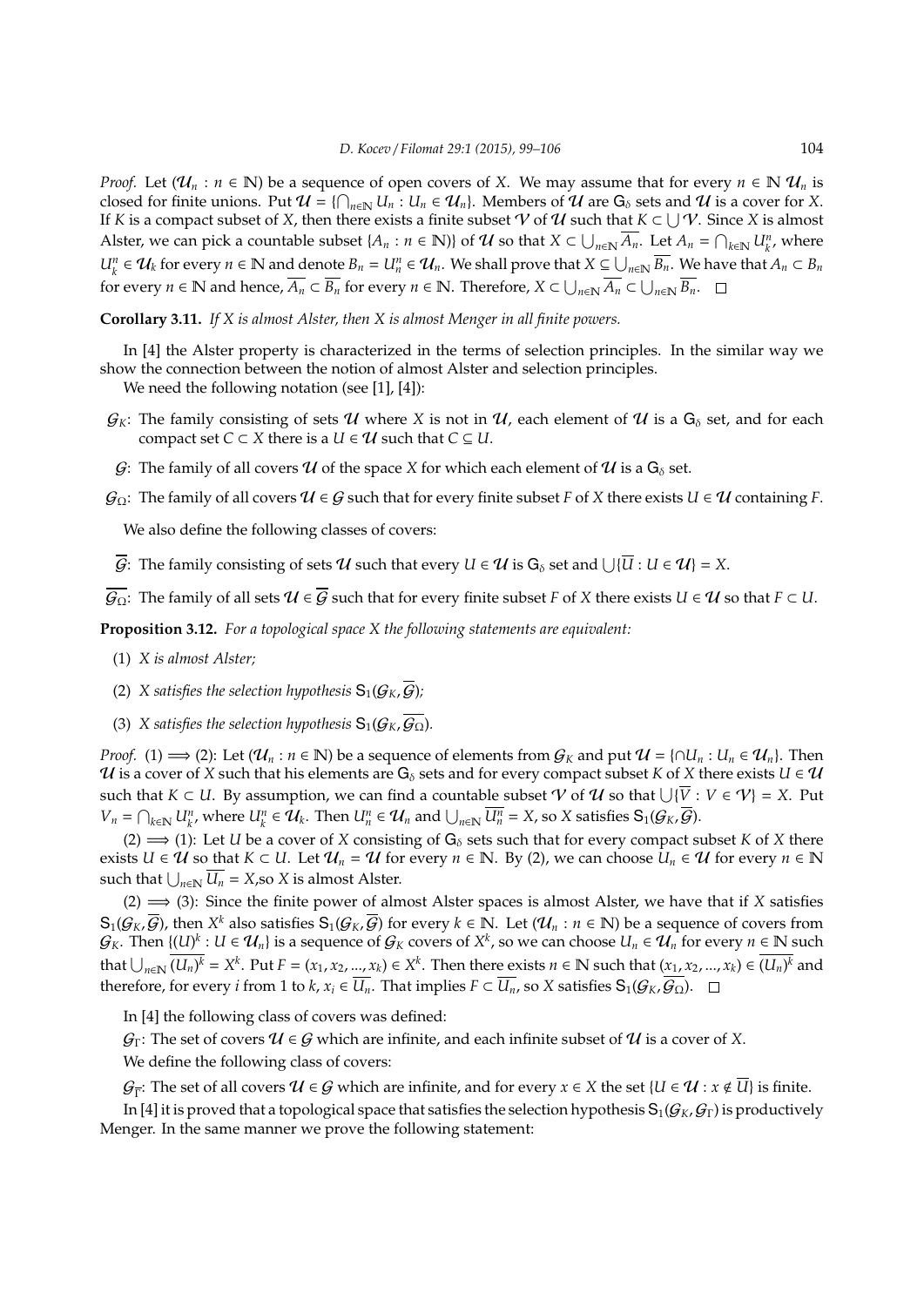*Proof.* Let $(\mathcal{U}_n : n \in \mathbb{N})$ be a sequence of open covers of $X$. We may assume that for every $n \in \mathbb{N}$ $\mathcal{U}_n$ is closed for finite unions. Put $\mathcal{U} = \{\bigcap_{n\in\mathbb{N}} U_n : U_n \in \mathcal{U}_n\}$. Members of $\mathcal{U}$ are $\mathsf{G}_\delta$ sets and $\mathcal{U}$ is a cover for $X$. If $K$ is a compact subset of $X$, then there exists a finite subset $\mathcal{V}$ of $\mathcal{U}$ such that $K \subset \bigcup \mathcal{V}$. Since $X$ is almost Alster, we can pick a countable subset $\{A_n : n \in \mathbb{N})\}$ of $\mathcal{U}$ so that $X \subset \bigcup_{n\in\mathbb{N}} \overline{A_n}$. Let $A_n = \bigcap_{k\in\mathbb{N}} U_k^n$, where $U_k^n \in \mathcal{U}_k$ for every $n \in \mathbb{N}$ and denote $B_n = U_n^n \in \mathcal{U}_n$. We shall prove that $X \subseteq \bigcup_{n\in\mathbb{N}} \overline{B_n}$. We have that $A_n \subset B_n$ for every $n \in \mathbb{N}$ and hence, $\overline{A_n} \subset \overline{B_n}$ for every $n \in \mathbb{N}$. Therefore, $X \subset \bigcup_{n\in\mathbb{N}} \overline{A_n} \subset \bigcup_{n\in\mathbb{N}} \overline{B_n}$. $\square$

**Corollary 3.11.** *If $X$ is almost Alster, then $X$ is almost Menger in all finite powers.*

In [4] the Alster property is characterized in the terms of selection principles. In the similar way we show the connection between the notion of almost Alster and selection principles.

We need the following notation (see [1], [4]):

- $\mathcal{G}_K$: The family consisting of sets $\mathcal{U}$ where $X$ is not in $\mathcal{U}$, each element of $\mathcal{U}$ is a $\mathsf{G}_\delta$ set, and for each compact set $C \subset X$ there is a $U \in \mathcal{U}$ such that $C \subseteq U$.
- $\mathcal{G}$: The family of all covers $\mathcal{U}$ of the space $X$ for which each element of $\mathcal{U}$ is a $\mathsf{G}_\delta$ set.
- $\mathcal{G}_\Omega$: The family of all covers $\mathcal{U} \in \mathcal{G}$ such that for every finite subset $F$ of $X$ there exists $U \in \mathcal{U}$ containing $F$.

We also define the following classes of covers:

- $\overline{\mathcal{G}}$: The family consisting of sets $\mathcal{U}$ such that every $U \in \mathcal{U}$ is $\mathsf{G}_\delta$ set and $\bigcup\{\overline{U} : U \in \mathcal{U}\} = X$.
- $\overline{\mathcal{G}_\Omega}$: The family of all sets $\mathcal{U} \in \overline{\mathcal{G}}$ such that for every finite subset $F$ of $X$ there exists $U \in \mathcal{U}$ so that $F \subset U$.

**Proposition 3.12.** *For a topological space $X$ the following statements are equivalent:*

1. *$X$ is almost Alster;*
2. *$X$ satisfies the selection hypothesis $\mathsf{S}_1(\mathcal{G}_K, \overline{\mathcal{G}})$;*
3. *$X$ satisfies the selection hypothesis $\mathsf{S}_1(\mathcal{G}_K, \overline{\mathcal{G}_\Omega})$.*

*Proof.* (1) $\Longrightarrow$ (2): Let $(\mathcal{U}_n : n \in \mathbb{N})$ be a sequence of elements from $\mathcal{G}_K$ and put $\mathcal{U} = \{\cap U_n : U_n \in \mathcal{U}_n\}$. Then $\mathcal{U}$ is a cover of $X$ such that his elements are $\mathsf{G}_\delta$ sets and for every compact subset $K$ of $X$ there exists $U \in \mathcal{U}$ such that $K \subset U$. By assumption, we can find a countable subset $\mathcal{V}$ of $\mathcal{U}$ so that $\bigcup\{\overline{V} : V \in \mathcal{V}\} = X$. Put $V_n = \bigcap_{k\in\mathbb{N}} U_k^n$, where $U_k^n \in \mathcal{U}_k$. Then $U_n^n \in \mathcal{U}_n$ and $\bigcup_{n\in\mathbb{N}} \overline{U_n^n} = X$, so $X$ satisfies $\mathsf{S}_1(\mathcal{G}_K, \overline{\mathcal{G}})$.

(2) $\Longrightarrow$ (1): Let $U$ be a cover of $X$ consisting of $\mathsf{G}_\delta$ sets such that for every compact subset $K$ of $X$ there exists $U \in \mathcal{U}$ so that $K \subset U$. Let $\mathcal{U}_n = \mathcal{U}$ for every $n \in \mathbb{N}$. By (2), we can choose $U_n \in \mathcal{U}$ for every $n \in \mathbb{N}$ such that $\bigcup_{n\in\mathbb{N}} \overline{U_n} = X$,so $X$ is almost Alster.

(2) $\Longrightarrow$ (3): Since the finite power of almost Alster spaces is almost Alster, we have that if $X$ satisfies $\mathsf{S}_1(\mathcal{G}_K, \overline{\mathcal{G}})$, then $X^k$ also satisfies $\mathsf{S}_1(\mathcal{G}_K, \overline{\mathcal{G}})$ for every $k \in \mathbb{N}$. Let $(\mathcal{U}_n : n \in \mathbb{N})$ be a sequence of covers from $\mathcal{G}_K$. Then $\{(U)^k : U \in \mathcal{U}_n\}$ is a sequence of $\mathcal{G}_K$ covers of $X^k$, so we can choose $U_n \in \mathcal{U}_n$ for every $n \in \mathbb{N}$ such that $\bigcup_{n\in\mathbb{N}} \overline{(U_n)^k} = X^k$. Put $F = (x_1, x_2, ..., x_k) \in X^k$. Then there exists $n \in \mathbb{N}$ such that $(x_1, x_2, ..., x_k) \in \overline{(U_n)^k}$ and therefore, for every $i$ from 1 to $k$, $x_i \in \overline{U_n}$. That implies $F \subset \overline{U_n}$, so $X$ satisfies $\mathsf{S}_1(\mathcal{G}_K, \overline{\mathcal{G}_\Omega})$. $\square$

In [4] the following class of covers was defined:

$\mathcal{G}_\Gamma$: The set of covers $\mathcal{U} \in \mathcal{G}$ which are infinite, and each infinite subset of $\mathcal{U}$ is a cover of $X$.

We define the following class of covers:

$\mathcal{G}_{\overline{\Gamma}}$: The set of all covers $\mathcal{U} \in \mathcal{G}$ which are infinite, and for every $x \in X$ the set $\{U \in \mathcal{U} : x \notin \overline{U}\}$ is finite.

In [4] it is proved that a topological space that satisfies the selection hypothesis $\mathsf{S}_1(\mathcal{G}_K, \mathcal{G}_\Gamma)$ is productively Menger. In the same manner we prove the following statement: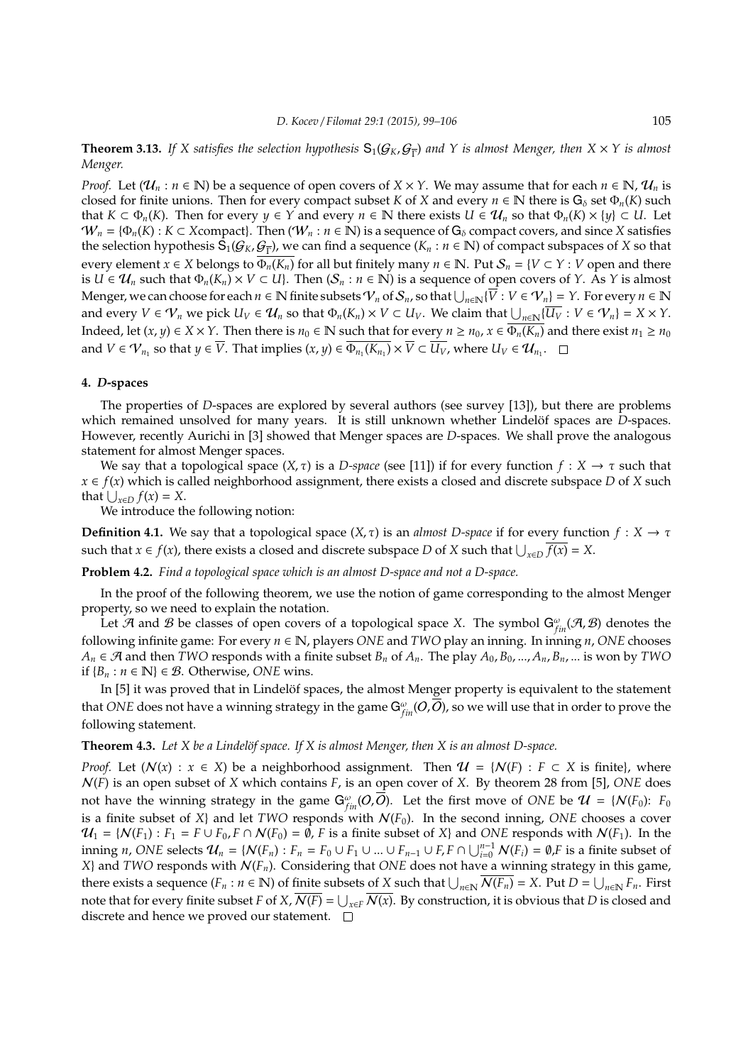**Theorem 3.13.** *If $X$ satisfies the selection hypothesis $\mathsf{S}_1(\mathcal{G}_K, \mathcal{G}_{\overline{\Gamma}})$ and $Y$ is almost Menger, then $X \times Y$ is almost Menger.*

*Proof.* Let $(\mathcal{U}_n : n \in \mathbb{N})$ be a sequence of open covers of $X \times Y$. We may assume that for each $n \in \mathbb{N}$, $\mathcal{U}_n$ is closed for finite unions. Then for every compact subset $K$ of $X$ and every $n \in \mathbb{N}$ there is $\mathsf{G}_\delta$ set $\Phi_n(K)$ such that $K \subset \Phi_n(K)$. Then for every $y \in Y$ and every $n \in \mathbb{N}$ there exists $U \in \mathcal{U}_n$ so that $\Phi_n(K) \times \{y\} \subset U$. Let $\mathcal{W}_n = \{\Phi_n(K) : K \subset X \text{compact}\}$. Then $(\mathcal{W}_n : n \in \mathbb{N})$ is a sequence of $\mathsf{G}_\delta$ compact covers, and since $X$ satisfies the selection hypothesis $\mathsf{S}_1(\mathcal{G}_K, \mathcal{G}_{\overline{\Gamma}})$, we can find a sequence $(K_n : n \in \mathbb{N})$ of compact subspaces of $X$ so that every element $x \in X$ belongs to $\overline{\Phi_n(K_n)}$ for all but finitely many $n \in \mathbb{N}$. Put $\mathcal{S}_n = \{V \subset Y : V \text{ open and there is } U \in \mathcal{U}_n \text{ such that } \Phi_n(K_n) \times V \subset U\}$. Then $(\mathcal{S}_n : n \in \mathbb{N})$ is a sequence of open covers of $Y$. As $Y$ is almost Menger, we can choose for each $n \in \mathbb{N}$ finite subsets $\mathcal{V}_n$ of $\mathcal{S}_n$, so that $\bigcup_{n \in \mathbb{N}} \{\overline{V} : V \in \mathcal{V}_n\} = Y$. For every $n \in \mathbb{N}$ and every $V \in \mathcal{V}_n$ we pick $U_V \in \mathcal{U}_n$ so that $\Phi_n(K_n) \times V \subset U_V$. We claim that $\bigcup_{n \in \mathbb{N}} \{\overline{U_V} : V \in \mathcal{V}_n\} = X \times Y$. Indeed, let $(x, y) \in X \times Y$. Then there is $n_0 \in \mathbb{N}$ such that for every $n \geq n_0$, $x \in \overline{\Phi_n(K_n)}$ and there exist $n_1 \geq n_0$ and $V \in \mathcal{V}_{n_1}$ so that $y \in \overline{V}$. That implies $(x, y) \in \overline{\Phi_{n_1}(K_{n_1})} \times \overline{V} \subset \overline{U_V}$, where $U_V \in \mathcal{U}_{n_1}$. $\square$

## 4. *D*-spaces

The properties of *D*-spaces are explored by several authors (see survey [13]), but there are problems which remained unsolved for many years. It is still unknown whether Lindelöf spaces are *D*-spaces. However, recently Aurichi in [3] showed that Menger spaces are *D*-spaces. We shall prove the analogous statement for almost Menger spaces.

We say that a topological space $(X, \tau)$ is a *D-space* (see [11]) if for every function $f : X \to \tau$ such that $x \in f(x)$ which is called neighborhood assignment, there exists a closed and discrete subspace $D$ of $X$ such that $\bigcup_{x \in D} f(x) = X$.

We introduce the following notion:

**Definition 4.1.** We say that a topological space $(X, \tau)$ is an *almost D-space* if for every function $f : X \to \tau$ such that $x \in f(x)$, there exists a closed and discrete subspace $D$ of $X$ such that $\bigcup_{x \in D} \overline{f(x)} = X$.

**Problem 4.2.** *Find a topological space which is an almost D-space and not a D-space.*

In the proof of the following theorem, we use the notion of game corresponding to the almost Menger property, so we need to explain the notation.

Let $\mathcal{A}$ and $\mathcal{B}$ be classes of open covers of a topological space $X$. The symbol $\mathsf{G}^{\omega}_{fin}(\mathcal{A}, \mathcal{B})$ denotes the following infinite game: For every $n \in \mathbb{N}$, players *ONE* and *TWO* play an inning. In inning $n$, *ONE* chooses $A_n \in \mathcal{A}$ and then *TWO* responds with a finite subset $B_n$ of $A_n$. The play $A_0, B_0, ..., A_n, B_n, ...$ is won by *TWO* if $\{B_n : n \in \mathbb{N}\} \in \mathcal{B}$. Otherwise, *ONE* wins.

In [5] it was proved that in Lindelöf spaces, the almost Menger property is equivalent to the statement that *ONE* does not have a winning strategy in the game $\mathsf{G}^{\omega}_{fin}(\mathcal{O}, \overline{\mathcal{O}})$, so we will use that in order to prove the following statement.

**Theorem 4.3.** *Let $X$ be a Lindelöf space. If $X$ is almost Menger, then $X$ is an almost D-space.*

*Proof.* Let $(\mathcal{N}(x) : x \in X)$ be a neighborhood assignment. Then $\mathcal{U} = \{\mathcal{N}(F) : F \subset X \text{ is finite}\}$, where $\mathcal{N}(F)$ is an open subset of $X$ which contains $F$, is an open cover of $X$. By theorem 28 from [5], *ONE* does not have the winning strategy in the game $\mathsf{G}^{\omega}_{fin}(\mathcal{O}, \overline{\mathcal{O}})$. Let the first move of *ONE* be $\mathcal{U} = \{\mathcal{N}(F_0)\text{: } F_0$ is a finite subset of $X\}$ and let *TWO* responds with $\mathcal{N}(F_0)$. In the second inning, *ONE* chooses a cover $\mathcal{U}_1 = \{\mathcal{N}(F_1) : F_1 = F \cup F_0, F \cap \mathcal{N}(F_0) = \emptyset, F \text{ is a finite subset of } X\}$ and *ONE* responds with $\mathcal{N}(F_1)$. In the inning $n$, *ONE* selects $\mathcal{U}_n = \{\mathcal{N}(F_n) : F_n = F_0 \cup F_1 \cup ... \cup F_{n-1} \cup F, F \cap \bigcup_{i=0}^{n-1} \mathcal{N}(F_i) = \emptyset, F \text{ is a finite subset of } X\}$ and *TWO* responds with $\mathcal{N}(F_n)$. Considering that *ONE* does not have a winning strategy in this game, there exists a sequence $(F_n : n \in \mathbb{N})$ of finite subsets of $X$ such that $\bigcup_{n \in \mathbb{N}} \overline{\mathcal{N}(F_n)} = X$. Put $D = \bigcup_{n \in \mathbb{N}} F_n$. First note that for every finite subset $F$ of $X$, $\overline{\mathcal{N}(F)} = \bigcup_{x \in F} \overline{\mathcal{N}(x)}$. By construction, it is obvious that $D$ is closed and discrete and hence we proved our statement. $\square$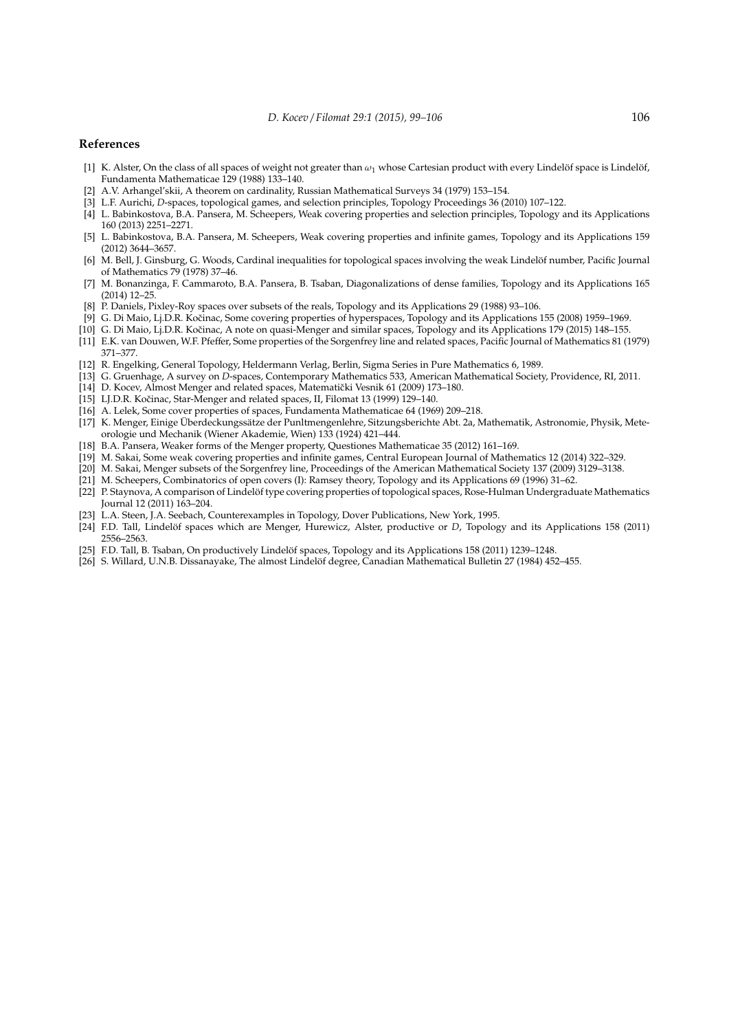## References

[1] K. Alster, On the class of all spaces of weight not greater than $\omega_1$ whose Cartesian product with every Lindelöf space is Lindelöf, Fundamenta Mathematicae 129 (1988) 133–140.

[2] A.V. Arhangel'skii, A theorem on cardinality, Russian Mathematical Surveys 34 (1979) 153–154.

[3] L.F. Aurichi, *D*-spaces, topological games, and selection principles, Topology Proceedings 36 (2010) 107–122.

[4] L. Babinkostova, B.A. Pansera, M. Scheepers, Weak covering properties and selection principles, Topology and its Applications 160 (2013) 2251–2271.

[5] L. Babinkostova, B.A. Pansera, M. Scheepers, Weak covering properties and infinite games, Topology and its Applications 159 (2012) 3644–3657.

[6] M. Bell, J. Ginsburg, G. Woods, Cardinal inequalities for topological spaces involving the weak Lindelöf number, Pacific Journal of Mathematics 79 (1978) 37–46.

[7] M. Bonanzinga, F. Cammaroto, B.A. Pansera, B. Tsaban, Diagonalizations of dense families, Topology and its Applications 165 (2014) 12–25.

[8] P. Daniels, Pixley-Roy spaces over subsets of the reals, Topology and its Applications 29 (1988) 93–106.

[9] G. Di Maio, Lj.D.R. Kočinac, Some covering properties of hyperspaces, Topology and its Applications 155 (2008) 1959–1969.

[10] G. Di Maio, Lj.D.R. Kočinac, A note on quasi-Menger and similar spaces, Topology and its Applications 179 (2015) 148–155.

[11] E.K. van Douwen, W.F. Pfeffer, Some properties of the Sorgenfrey line and related spaces, Pacific Journal of Mathematics 81 (1979) 371–377.

[12] R. Engelking, General Topology, Heldermann Verlag, Berlin, Sigma Series in Pure Mathematics 6, 1989.

[13] G. Gruenhage, A survey on *D*-spaces, Contemporary Mathematics 533, American Mathematical Society, Providence, RI, 2011.

[14] D. Kocev, Almost Menger and related spaces, Matematički Vesnik 61 (2009) 173–180.

[15] LJ.D.R. Kočinac, Star-Menger and related spaces, II, Filomat 13 (1999) 129–140.

[16] A. Lelek, Some cover properties of spaces, Fundamenta Mathematicae 64 (1969) 209–218.

[17] K. Menger, Einige Überdeckungssätze der Punltmengenlehre, Sitzungsberichte Abt. 2a, Mathematik, Astronomie, Physik, Meteorologie und Mechanik (Wiener Akademie, Wien) 133 (1924) 421–444.

[18] B.A. Pansera, Weaker forms of the Menger property, Questiones Mathematicae 35 (2012) 161–169.

[19] M. Sakai, Some weak covering properties and infinite games, Central European Journal of Mathematics 12 (2014) 322–329.

[20] M. Sakai, Menger subsets of the Sorgenfrey line, Proceedings of the American Mathematical Society 137 (2009) 3129–3138.

[21] M. Scheepers, Combinatorics of open covers (I): Ramsey theory, Topology and its Applications 69 (1996) 31–62.

[22] P. Staynova, A comparison of Lindelöf type covering properties of topological spaces, Rose-Hulman Undergraduate Mathematics Journal 12 (2011) 163–204.

[23] L.A. Steen, J.A. Seebach, Counterexamples in Topology, Dover Publications, New York, 1995.

[24] F.D. Tall, Lindelöf spaces which are Menger, Hurewicz, Alster, productive or *D*, Topology and its Applications 158 (2011) 2556–2563.

[25] F.D. Tall, B. Tsaban, On productively Lindelöf spaces, Topology and its Applications 158 (2011) 1239–1248.

[26] S. Willard, U.N.B. Dissanayake, The almost Lindelöf degree, Canadian Mathematical Bulletin 27 (1984) 452–455.